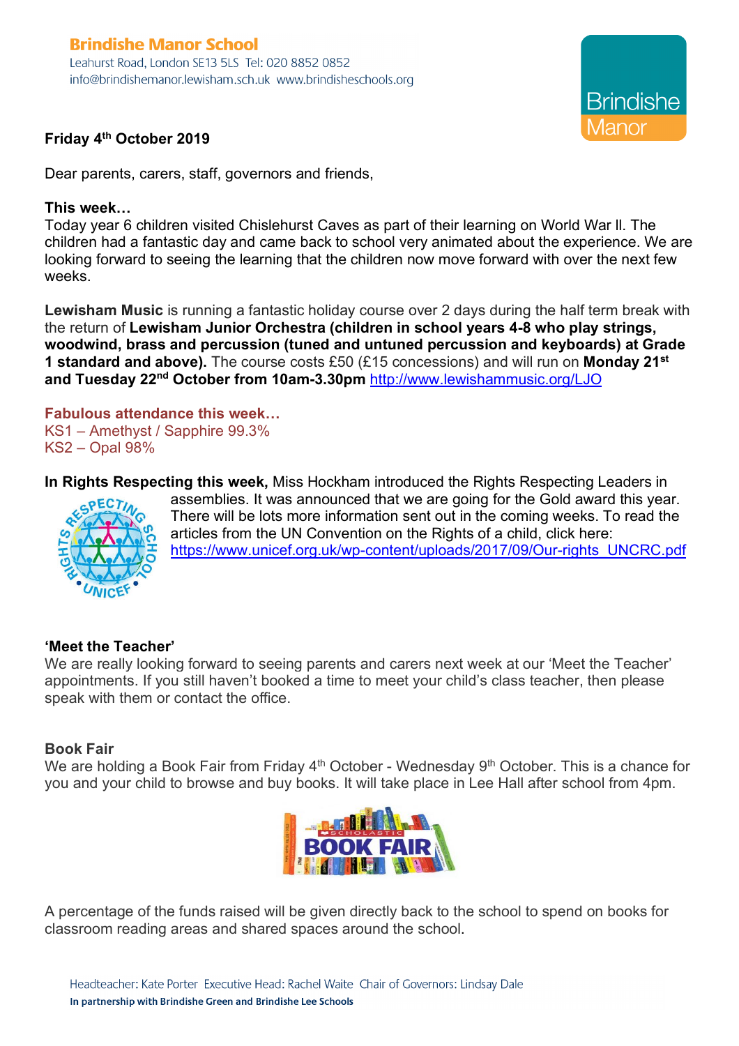**Brindishe Manor School**
Leahurst Road, London SE13 5LS Tel: 020 8852 0852
info@brindishemanor.lewisham.sch.uk www.brindisheschools.org

Brindishe Manor

**Friday 4th October 2019**

Dear parents, carers, staff, governors and friends,

**This week…**
Today year 6 children visited Chislehurst Caves as part of their learning on World War ll. The children had a fantastic day and came back to school very animated about the experience. We are looking forward to seeing the learning that the children now move forward with over the next few weeks.

**Lewisham Music** is running a fantastic holiday course over 2 days during the half term break with the return of **Lewisham Junior Orchestra (children in school years 4-8 who play strings, woodwind, brass and percussion (tuned and untuned percussion and keyboards) at Grade 1 standard and above).** The course costs £50 (£15 concessions) and will run on **Monday 21st and Tuesday 22nd October from 10am-3.30pm** http://www.lewishammusic.org/LJO

**Fabulous attendance this week…**
KS1 – Amethyst / Sapphire 99.3%
KS2 – Opal 98%

**In Rights Respecting this week,** Miss Hockham introduced the Rights Respecting Leaders in assemblies. It was announced that we are going for the Gold award this year. There will be lots more information sent out in the coming weeks. To read the articles from the UN Convention on the Rights of a child, click here: https://www.unicef.org.uk/wp-content/uploads/2017/09/Our-rights_UNCRC.pdf

**'Meet the Teacher'**
We are really looking forward to seeing parents and carers next week at our 'Meet the Teacher' appointments. If you still haven't booked a time to meet your child's class teacher, then please speak with them or contact the office.

**Book Fair**
We are holding a Book Fair from Friday 4th October - Wednesday 9th October. This is a chance for you and your child to browse and buy books. It will take place in Lee Hall after school from 4pm.

A percentage of the funds raised will be given directly back to the school to spend on books for classroom reading areas and shared spaces around the school.

Headteacher: Kate Porter Executive Head: Rachel Waite Chair of Governors: Lindsay Dale
**In partnership with Brindishe Green and Brindishe Lee Schools**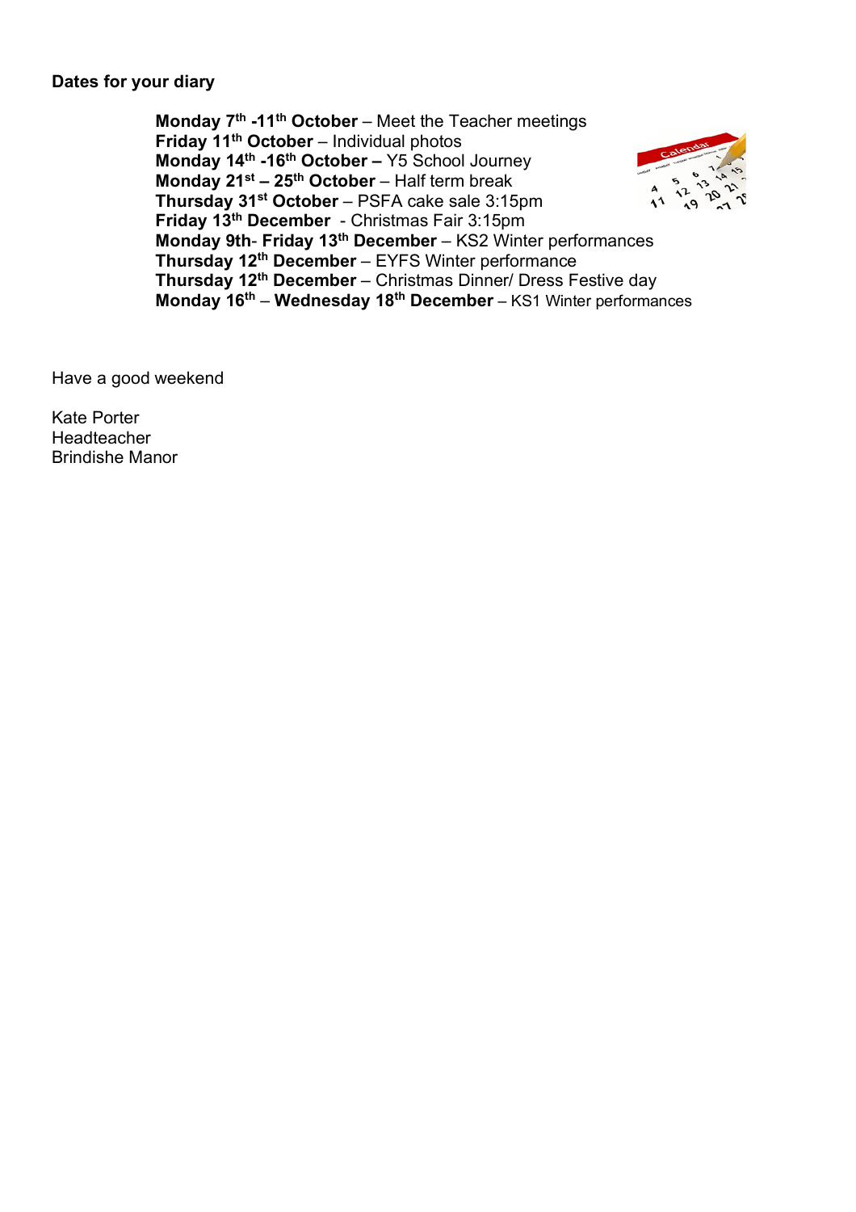**Dates for your diary**

**Monday 7th -11th October** – Meet the Teacher meetings
**Friday 11th October** – Individual photos
**Monday 14th -16th October –** Y5 School Journey
**Monday 21st – 25th October** – Half term break
**Thursday 31st October** – PSFA cake sale 3:15pm
**Friday 13th December** - Christmas Fair 3:15pm
**Monday 9th**- **Friday 13th December** – KS2 Winter performances
**Thursday 12th December** – EYFS Winter performance
**Thursday 12th December** – Christmas Dinner/ Dress Festive day
**Monday 16th** – **Wednesday 18th December** – KS1 Winter performances

Have a good weekend

Kate Porter
Headteacher
Brindishe Manor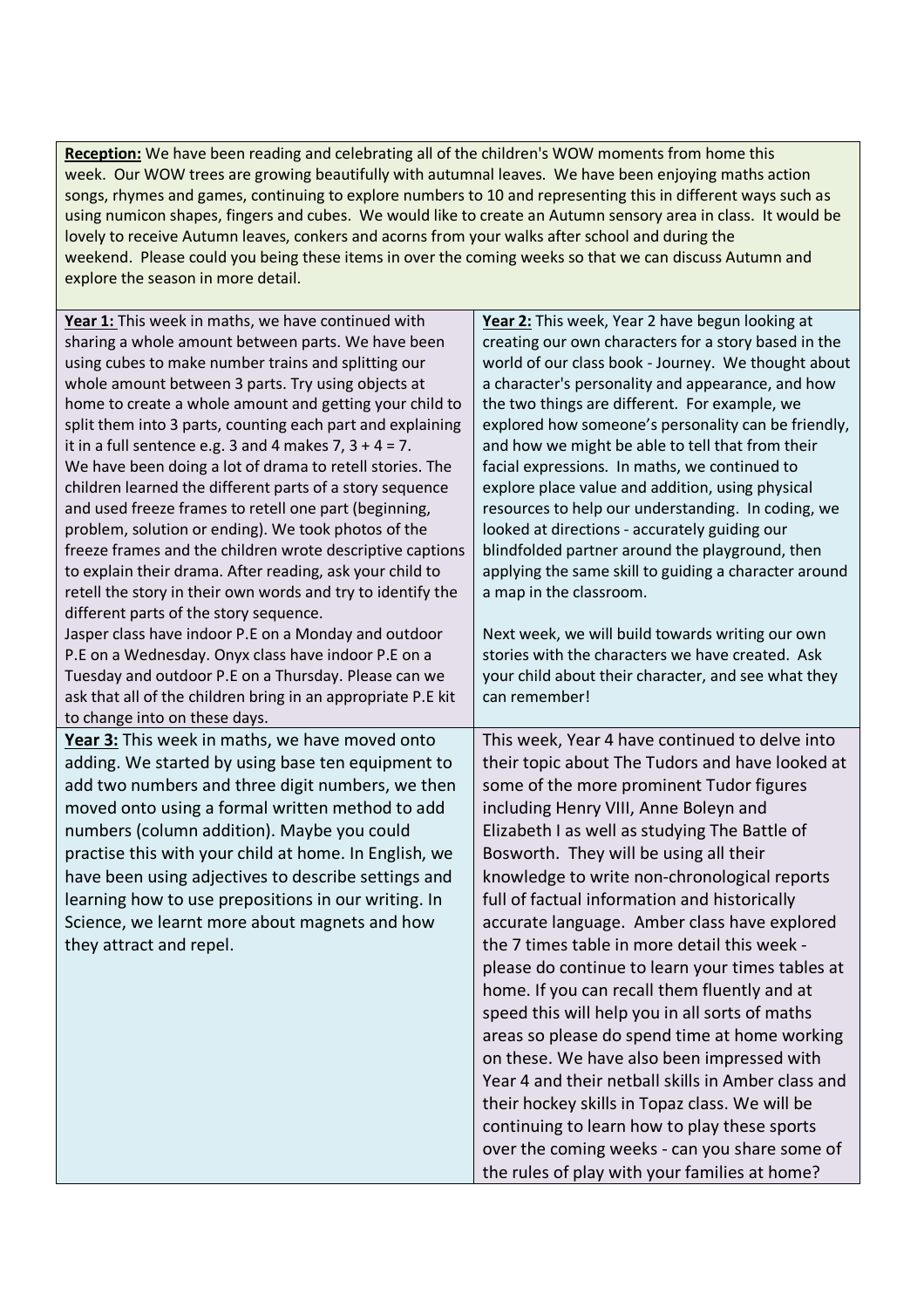**Reception:** We have been reading and celebrating all of the children's WOW moments from home this week. Our WOW trees are growing beautifully with autumnal leaves. We have been enjoying maths action songs, rhymes and games, continuing to explore numbers to 10 and representing this in different ways such as using numicon shapes, fingers and cubes. We would like to create an Autumn sensory area in class. It would be lovely to receive Autumn leaves, conkers and acorns from your walks after school and during the weekend. Please could you being these items in over the coming weeks so that we can discuss Autumn and explore the season in more detail.

**Year 1:** This week in maths, we have continued with sharing a whole amount between parts. We have been using cubes to make number trains and splitting our whole amount between 3 parts. Try using objects at home to create a whole amount and getting your child to split them into 3 parts, counting each part and explaining it in a full sentence e.g. 3 and 4 makes 7, 3 + 4 = 7.
We have been doing a lot of drama to retell stories. The children learned the different parts of a story sequence and used freeze frames to retell one part (beginning, problem, solution or ending). We took photos of the freeze frames and the children wrote descriptive captions to explain their drama. After reading, ask your child to retell the story in their own words and try to identify the different parts of the story sequence.
Jasper class have indoor P.E on a Monday and outdoor P.E on a Wednesday. Onyx class have indoor P.E on a Tuesday and outdoor P.E on a Thursday. Please can we ask that all of the children bring in an appropriate P.E kit to change into on these days.

**Year 2:** This week, Year 2 have begun looking at creating our own characters for a story based in the world of our class book - Journey. We thought about a character's personality and appearance, and how the two things are different. For example, we explored how someone's personality can be friendly, and how we might be able to tell that from their facial expressions. In maths, we continued to explore place value and addition, using physical resources to help our understanding. In coding, we looked at directions - accurately guiding our blindfolded partner around the playground, then applying the same skill to guiding a character around a map in the classroom.

Next week, we will build towards writing our own stories with the characters we have created. Ask your child about their character, and see what they can remember!

**Year 3:** This week in maths, we have moved onto adding. We started by using base ten equipment to add two numbers and three digit numbers, we then moved onto using a formal written method to add numbers (column addition). Maybe you could practise this with your child at home. In English, we have been using adjectives to describe settings and learning how to use prepositions in our writing. In Science, we learnt more about magnets and how they attract and repel.

This week, Year 4 have continued to delve into their topic about The Tudors and have looked at some of the more prominent Tudor figures including Henry VIII, Anne Boleyn and Elizabeth I as well as studying The Battle of Bosworth. They will be using all their knowledge to write non-chronological reports full of factual information and historically accurate language. Amber class have explored the 7 times table in more detail this week - please do continue to learn your times tables at home. If you can recall them fluently and at speed this will help you in all sorts of maths areas so please do spend time at home working on these. We have also been impressed with Year 4 and their netball skills in Amber class and their hockey skills in Topaz class. We will be continuing to learn how to play these sports over the coming weeks - can you share some of the rules of play with your families at home?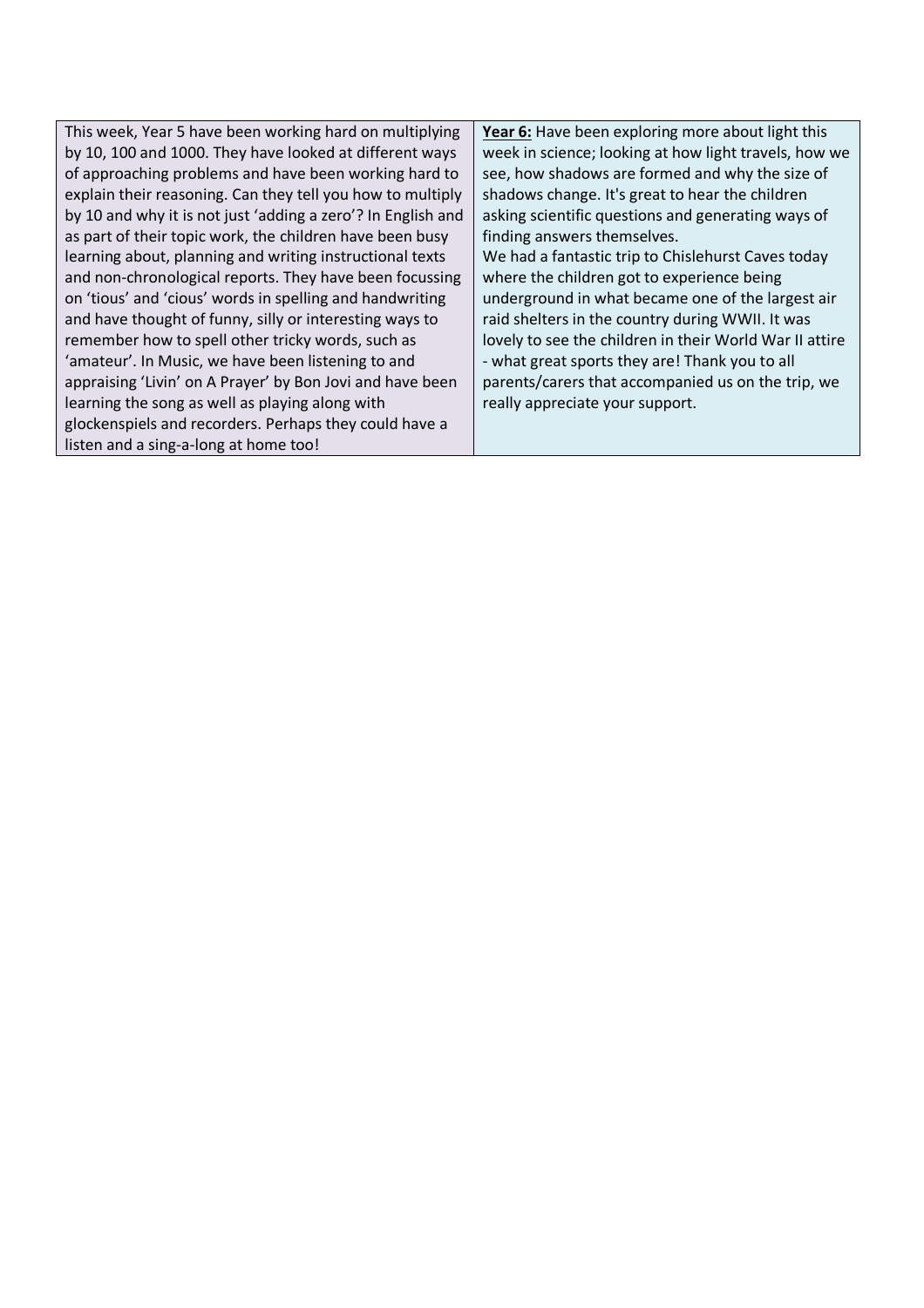| | |
|---|---|
| This week, Year 5 have been working hard on multiplying by 10, 100 and 1000. They have looked at different ways of approaching problems and have been working hard to explain their reasoning. Can they tell you how to multiply by 10 and why it is not just 'adding a zero'? In English and as part of their topic work, the children have been busy learning about, planning and writing instructional texts and non-chronological reports. They have been focussing on 'tious' and 'cious' words in spelling and handwriting and have thought of funny, silly or interesting ways to remember how to spell other tricky words, such as 'amateur'. In Music, we have been listening to and appraising 'Livin' on A Prayer' by Bon Jovi and have been learning the song as well as playing along with glockenspiels and recorders. Perhaps they could have a listen and a sing-a-long at home too! | **Year 6:** Have been exploring more about light this week in science; looking at how light travels, how we see, how shadows are formed and why the size of shadows change. It's great to hear the children asking scientific questions and generating ways of finding answers themselves.<br>We had a fantastic trip to Chislehurst Caves today where the children got to experience being underground in what became one of the largest air raid shelters in the country during WWII. It was lovely to see the children in their World War II attire - what great sports they are! Thank you to all parents/carers that accompanied us on the trip, we really appreciate your support. |